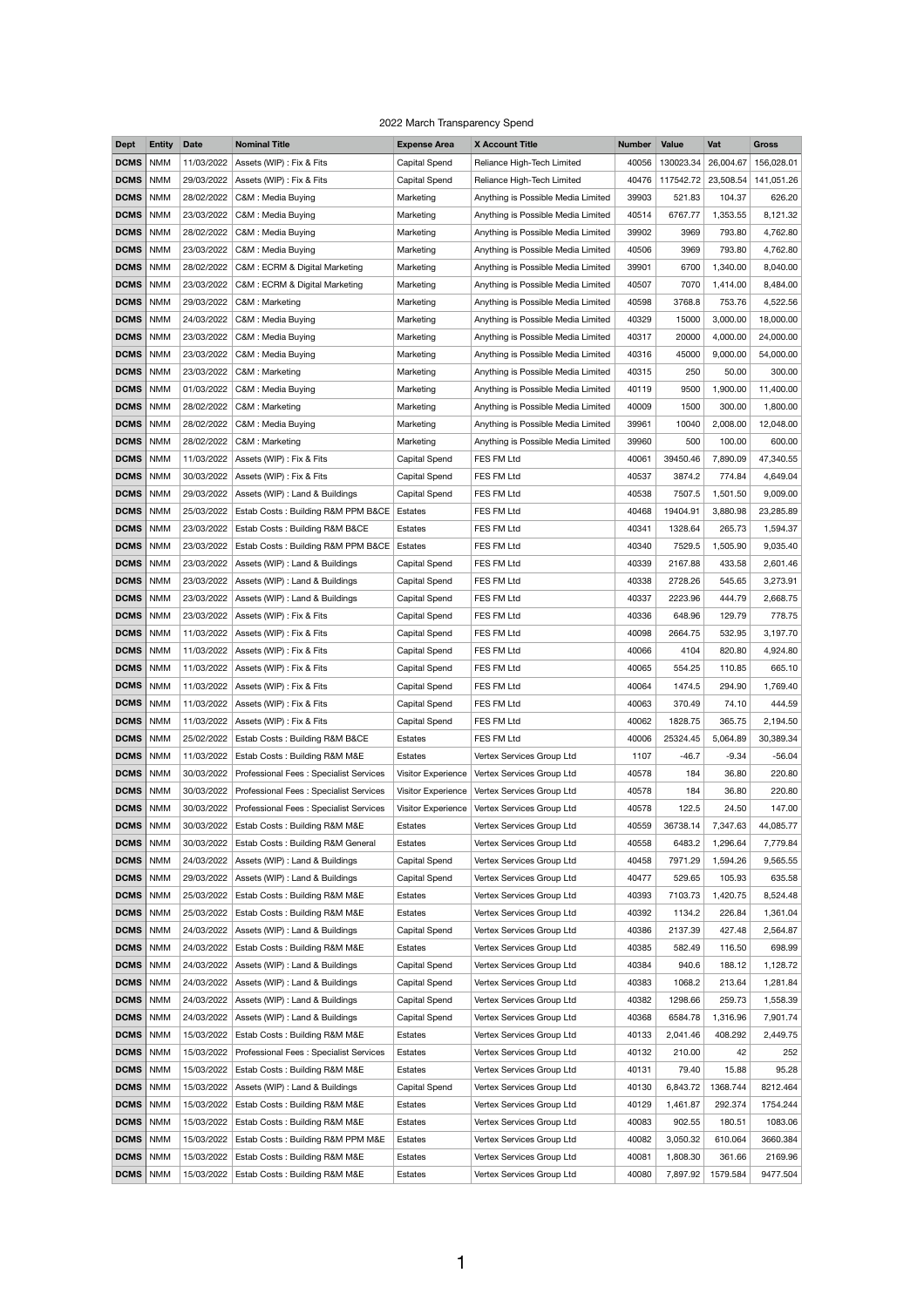2022 March Transparency Spend

| Dept | Entity | Date | Nominal Title | Expense Area | X Account Title | Number | Value | Vat | Gross |
|---|---|---|---|---|---|---|---|---|---|
| DCMS | NMM | 11/03/2022 | Assets (WIP) : Fix & Fits | Capital Spend | Reliance High-Tech Limited | 40056 | 130023.34 | 26,004.67 | 156,028.01 |
| DCMS | NMM | 29/03/2022 | Assets (WIP) : Fix & Fits | Capital Spend | Reliance High-Tech Limited | 40476 | 117542.72 | 23,508.54 | 141,051.26 |
| DCMS | NMM | 28/02/2022 | C&M : Media Buying | Marketing | Anything is Possible Media Limited | 39903 | 521.83 | 104.37 | 626.20 |
| DCMS | NMM | 23/03/2022 | C&M : Media Buying | Marketing | Anything is Possible Media Limited | 40514 | 6767.77 | 1,353.55 | 8,121.32 |
| DCMS | NMM | 28/02/2022 | C&M : Media Buying | Marketing | Anything is Possible Media Limited | 39902 | 3969 | 793.80 | 4,762.80 |
| DCMS | NMM | 23/03/2022 | C&M : Media Buying | Marketing | Anything is Possible Media Limited | 40506 | 3969 | 793.80 | 4,762.80 |
| DCMS | NMM | 28/02/2022 | C&M : ECRM & Digital Marketing | Marketing | Anything is Possible Media Limited | 39901 | 6700 | 1,340.00 | 8,040.00 |
| DCMS | NMM | 23/03/2022 | C&M : ECRM & Digital Marketing | Marketing | Anything is Possible Media Limited | 40507 | 7070 | 1,414.00 | 8,484.00 |
| DCMS | NMM | 29/03/2022 | C&M : Marketing | Marketing | Anything is Possible Media Limited | 40598 | 3768.8 | 753.76 | 4,522.56 |
| DCMS | NMM | 24/03/2022 | C&M : Media Buying | Marketing | Anything is Possible Media Limited | 40329 | 15000 | 3,000.00 | 18,000.00 |
| DCMS | NMM | 23/03/2022 | C&M : Media Buying | Marketing | Anything is Possible Media Limited | 40317 | 20000 | 4,000.00 | 24,000.00 |
| DCMS | NMM | 23/03/2022 | C&M : Media Buying | Marketing | Anything is Possible Media Limited | 40316 | 45000 | 9,000.00 | 54,000.00 |
| DCMS | NMM | 23/03/2022 | C&M : Marketing | Marketing | Anything is Possible Media Limited | 40315 | 250 | 50.00 | 300.00 |
| DCMS | NMM | 01/03/2022 | C&M : Media Buying | Marketing | Anything is Possible Media Limited | 40119 | 9500 | 1,900.00 | 11,400.00 |
| DCMS | NMM | 28/02/2022 | C&M : Marketing | Marketing | Anything is Possible Media Limited | 40009 | 1500 | 300.00 | 1,800.00 |
| DCMS | NMM | 28/02/2022 | C&M : Media Buying | Marketing | Anything is Possible Media Limited | 39961 | 10040 | 2,008.00 | 12,048.00 |
| DCMS | NMM | 28/02/2022 | C&M : Marketing | Marketing | Anything is Possible Media Limited | 39960 | 500 | 100.00 | 600.00 |
| DCMS | NMM | 11/03/2022 | Assets (WIP) : Fix & Fits | Capital Spend | FES FM Ltd | 40061 | 39450.46 | 7,890.09 | 47,340.55 |
| DCMS | NMM | 30/03/2022 | Assets (WIP) : Fix & Fits | Capital Spend | FES FM Ltd | 40537 | 3874.2 | 774.84 | 4,649.04 |
| DCMS | NMM | 29/03/2022 | Assets (WIP) : Land & Buildings | Capital Spend | FES FM Ltd | 40538 | 7507.5 | 1,501.50 | 9,009.00 |
| DCMS | NMM | 25/03/2022 | Estab Costs : Building R&M PPM B&CE | Estates | FES FM Ltd | 40468 | 19404.91 | 3,880.98 | 23,285.89 |
| DCMS | NMM | 23/03/2022 | Estab Costs : Building R&M B&CE | Estates | FES FM Ltd | 40341 | 1328.64 | 265.73 | 1,594.37 |
| DCMS | NMM | 23/03/2022 | Estab Costs : Building R&M PPM B&CE | Estates | FES FM Ltd | 40340 | 7529.5 | 1,505.90 | 9,035.40 |
| DCMS | NMM | 23/03/2022 | Assets (WIP) : Land & Buildings | Capital Spend | FES FM Ltd | 40339 | 2167.88 | 433.58 | 2,601.46 |
| DCMS | NMM | 23/03/2022 | Assets (WIP) : Land & Buildings | Capital Spend | FES FM Ltd | 40338 | 2728.26 | 545.65 | 3,273.91 |
| DCMS | NMM | 23/03/2022 | Assets (WIP) : Land & Buildings | Capital Spend | FES FM Ltd | 40337 | 2223.96 | 444.79 | 2,668.75 |
| DCMS | NMM | 23/03/2022 | Assets (WIP) : Fix & Fits | Capital Spend | FES FM Ltd | 40336 | 648.96 | 129.79 | 778.75 |
| DCMS | NMM | 11/03/2022 | Assets (WIP) : Fix & Fits | Capital Spend | FES FM Ltd | 40098 | 2664.75 | 532.95 | 3,197.70 |
| DCMS | NMM | 11/03/2022 | Assets (WIP) : Fix & Fits | Capital Spend | FES FM Ltd | 40066 | 4104 | 820.80 | 4,924.80 |
| DCMS | NMM | 11/03/2022 | Assets (WIP) : Fix & Fits | Capital Spend | FES FM Ltd | 40065 | 554.25 | 110.85 | 665.10 |
| DCMS | NMM | 11/03/2022 | Assets (WIP) : Fix & Fits | Capital Spend | FES FM Ltd | 40064 | 1474.5 | 294.90 | 1,769.40 |
| DCMS | NMM | 11/03/2022 | Assets (WIP) : Fix & Fits | Capital Spend | FES FM Ltd | 40063 | 370.49 | 74.10 | 444.59 |
| DCMS | NMM | 11/03/2022 | Assets (WIP) : Fix & Fits | Capital Spend | FES FM Ltd | 40062 | 1828.75 | 365.75 | 2,194.50 |
| DCMS | NMM | 25/02/2022 | Estab Costs : Building R&M B&CE | Estates | FES FM Ltd | 40006 | 25324.45 | 5,064.89 | 30,389.34 |
| DCMS | NMM | 11/03/2022 | Estab Costs : Building R&M M&E | Estates | Vertex Services Group Ltd | 1107 | -46.7 | -9.34 | -56.04 |
| DCMS | NMM | 30/03/2022 | Professional Fees : Specialist Services | Visitor Experience | Vertex Services Group Ltd | 40578 | 184 | 36.80 | 220.80 |
| DCMS | NMM | 30/03/2022 | Professional Fees : Specialist Services | Visitor Experience | Vertex Services Group Ltd | 40578 | 184 | 36.80 | 220.80 |
| DCMS | NMM | 30/03/2022 | Professional Fees : Specialist Services | Visitor Experience | Vertex Services Group Ltd | 40578 | 122.5 | 24.50 | 147.00 |
| DCMS | NMM | 30/03/2022 | Estab Costs : Building R&M M&E | Estates | Vertex Services Group Ltd | 40559 | 36738.14 | 7,347.63 | 44,085.77 |
| DCMS | NMM | 30/03/2022 | Estab Costs : Building R&M General | Estates | Vertex Services Group Ltd | 40558 | 6483.2 | 1,296.64 | 7,779.84 |
| DCMS | NMM | 24/03/2022 | Assets (WIP) : Land & Buildings | Capital Spend | Vertex Services Group Ltd | 40458 | 7971.29 | 1,594.26 | 9,565.55 |
| DCMS | NMM | 29/03/2022 | Assets (WIP) : Land & Buildings | Capital Spend | Vertex Services Group Ltd | 40477 | 529.65 | 105.93 | 635.58 |
| DCMS | NMM | 25/03/2022 | Estab Costs : Building R&M M&E | Estates | Vertex Services Group Ltd | 40393 | 7103.73 | 1,420.75 | 8,524.48 |
| DCMS | NMM | 25/03/2022 | Estab Costs : Building R&M M&E | Estates | Vertex Services Group Ltd | 40392 | 1134.2 | 226.84 | 1,361.04 |
| DCMS | NMM | 24/03/2022 | Assets (WIP) : Land & Buildings | Capital Spend | Vertex Services Group Ltd | 40386 | 2137.39 | 427.48 | 2,564.87 |
| DCMS | NMM | 24/03/2022 | Estab Costs : Building R&M M&E | Estates | Vertex Services Group Ltd | 40385 | 582.49 | 116.50 | 698.99 |
| DCMS | NMM | 24/03/2022 | Assets (WIP) : Land & Buildings | Capital Spend | Vertex Services Group Ltd | 40384 | 940.6 | 188.12 | 1,128.72 |
| DCMS | NMM | 24/03/2022 | Assets (WIP) : Land & Buildings | Capital Spend | Vertex Services Group Ltd | 40383 | 1068.2 | 213.64 | 1,281.84 |
| DCMS | NMM | 24/03/2022 | Assets (WIP) : Land & Buildings | Capital Spend | Vertex Services Group Ltd | 40382 | 1298.66 | 259.73 | 1,558.39 |
| DCMS | NMM | 24/03/2022 | Assets (WIP) : Land & Buildings | Capital Spend | Vertex Services Group Ltd | 40368 | 6584.78 | 1,316.96 | 7,901.74 |
| DCMS | NMM | 15/03/2022 | Estab Costs : Building R&M M&E | Estates | Vertex Services Group Ltd | 40133 | 2,041.46 | 408.292 | 2,449.75 |
| DCMS | NMM | 15/03/2022 | Professional Fees : Specialist Services | Estates | Vertex Services Group Ltd | 40132 | 210.00 | 42 | 252 |
| DCMS | NMM | 15/03/2022 | Estab Costs : Building R&M M&E | Estates | Vertex Services Group Ltd | 40131 | 79.40 | 15.88 | 95.28 |
| DCMS | NMM | 15/03/2022 | Assets (WIP) : Land & Buildings | Capital Spend | Vertex Services Group Ltd | 40130 | 6,843.72 | 1368.744 | 8212.464 |
| DCMS | NMM | 15/03/2022 | Estab Costs : Building R&M M&E | Estates | Vertex Services Group Ltd | 40129 | 1,461.87 | 292.374 | 1754.244 |
| DCMS | NMM | 15/03/2022 | Estab Costs : Building R&M M&E | Estates | Vertex Services Group Ltd | 40083 | 902.55 | 180.51 | 1083.06 |
| DCMS | NMM | 15/03/2022 | Estab Costs : Building R&M PPM M&E | Estates | Vertex Services Group Ltd | 40082 | 3,050.32 | 610.064 | 3660.384 |
| DCMS | NMM | 15/03/2022 | Estab Costs : Building R&M M&E | Estates | Vertex Services Group Ltd | 40081 | 1,808.30 | 361.66 | 2169.96 |
| DCMS | NMM | 15/03/2022 | Estab Costs : Building R&M M&E | Estates | Vertex Services Group Ltd | 40080 | 7,897.92 | 1579.584 | 9477.504 |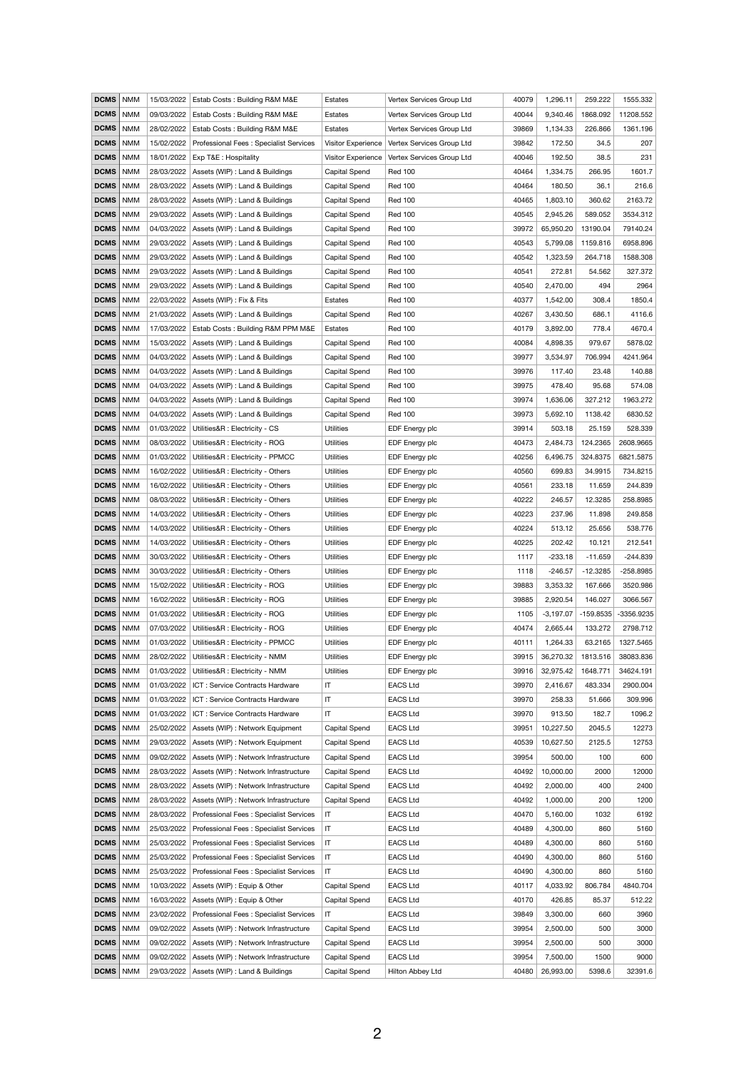| DCMS | NMM | 15/03/2022 | Estab Costs : Building R&M M&E | Estates | Vertex Services Group Ltd | 40079 | 1,296.11 | 259.222 | 1555.332 |
|---|---|---|---|---|---|---|---|---|---|
| DCMS | NMM | 09/03/2022 | Estab Costs : Building R&M M&E | Estates | Vertex Services Group Ltd | 40044 | 9,340.46 | 1868.092 | 11208.552 |
| DCMS | NMM | 28/02/2022 | Estab Costs : Building R&M M&E | Estates | Vertex Services Group Ltd | 39869 | 1,134.33 | 226.866 | 1361.196 |
| DCMS | NMM | 15/02/2022 | Professional Fees : Specialist Services | Visitor Experience | Vertex Services Group Ltd | 39842 | 172.50 | 34.5 | 207 |
| DCMS | NMM | 18/01/2022 | Exp T&E : Hospitality | Visitor Experience | Vertex Services Group Ltd | 40046 | 192.50 | 38.5 | 231 |
| DCMS | NMM | 28/03/2022 | Assets (WIP) : Land & Buildings | Capital Spend | Red 100 | 40464 | 1,334.75 | 266.95 | 1601.7 |
| DCMS | NMM | 28/03/2022 | Assets (WIP) : Land & Buildings | Capital Spend | Red 100 | 40464 | 180.50 | 36.1 | 216.6 |
| DCMS | NMM | 28/03/2022 | Assets (WIP) : Land & Buildings | Capital Spend | Red 100 | 40465 | 1,803.10 | 360.62 | 2163.72 |
| DCMS | NMM | 29/03/2022 | Assets (WIP) : Land & Buildings | Capital Spend | Red 100 | 40545 | 2,945.26 | 589.052 | 3534.312 |
| DCMS | NMM | 04/03/2022 | Assets (WIP) : Land & Buildings | Capital Spend | Red 100 | 39972 | 65,950.20 | 13190.04 | 79140.24 |
| DCMS | NMM | 29/03/2022 | Assets (WIP) : Land & Buildings | Capital Spend | Red 100 | 40543 | 5,799.08 | 1159.816 | 6958.896 |
| DCMS | NMM | 29/03/2022 | Assets (WIP) : Land & Buildings | Capital Spend | Red 100 | 40542 | 1,323.59 | 264.718 | 1588.308 |
| DCMS | NMM | 29/03/2022 | Assets (WIP) : Land & Buildings | Capital Spend | Red 100 | 40541 | 272.81 | 54.562 | 327.372 |
| DCMS | NMM | 29/03/2022 | Assets (WIP) : Land & Buildings | Capital Spend | Red 100 | 40540 | 2,470.00 | 494 | 2964 |
| DCMS | NMM | 22/03/2022 | Assets (WIP) : Fix & Fits | Estates | Red 100 | 40377 | 1,542.00 | 308.4 | 1850.4 |
| DCMS | NMM | 21/03/2022 | Assets (WIP) : Land & Buildings | Capital Spend | Red 100 | 40267 | 3,430.50 | 686.1 | 4116.6 |
| DCMS | NMM | 17/03/2022 | Estab Costs : Building R&M PPM M&E | Estates | Red 100 | 40179 | 3,892.00 | 778.4 | 4670.4 |
| DCMS | NMM | 15/03/2022 | Assets (WIP) : Land & Buildings | Capital Spend | Red 100 | 40084 | 4,898.35 | 979.67 | 5878.02 |
| DCMS | NMM | 04/03/2022 | Assets (WIP) : Land & Buildings | Capital Spend | Red 100 | 39977 | 3,534.97 | 706.994 | 4241.964 |
| DCMS | NMM | 04/03/2022 | Assets (WIP) : Land & Buildings | Capital Spend | Red 100 | 39976 | 117.40 | 23.48 | 140.88 |
| DCMS | NMM | 04/03/2022 | Assets (WIP) : Land & Buildings | Capital Spend | Red 100 | 39975 | 478.40 | 95.68 | 574.08 |
| DCMS | NMM | 04/03/2022 | Assets (WIP) : Land & Buildings | Capital Spend | Red 100 | 39974 | 1,636.06 | 327.212 | 1963.272 |
| DCMS | NMM | 04/03/2022 | Assets (WIP) : Land & Buildings | Capital Spend | Red 100 | 39973 | 5,692.10 | 1138.42 | 6830.52 |
| DCMS | NMM | 01/03/2022 | Utilities&R : Electricity - CS | Utilities | EDF Energy plc | 39914 | 503.18 | 25.159 | 528.339 |
| DCMS | NMM | 08/03/2022 | Utilities&R : Electricity - ROG | Utilities | EDF Energy plc | 40473 | 2,484.73 | 124.2365 | 2608.9665 |
| DCMS | NMM | 01/03/2022 | Utilities&R : Electricity - PPMCC | Utilities | EDF Energy plc | 40256 | 6,496.75 | 324.8375 | 6821.5875 |
| DCMS | NMM | 16/02/2022 | Utilities&R : Electricity - Others | Utilities | EDF Energy plc | 40560 | 699.83 | 34.9915 | 734.8215 |
| DCMS | NMM | 16/02/2022 | Utilities&R : Electricity - Others | Utilities | EDF Energy plc | 40561 | 233.18 | 11.659 | 244.839 |
| DCMS | NMM | 08/03/2022 | Utilities&R : Electricity - Others | Utilities | EDF Energy plc | 40222 | 246.57 | 12.3285 | 258.8985 |
| DCMS | NMM | 14/03/2022 | Utilities&R : Electricity - Others | Utilities | EDF Energy plc | 40223 | 237.96 | 11.898 | 249.858 |
| DCMS | NMM | 14/03/2022 | Utilities&R : Electricity - Others | Utilities | EDF Energy plc | 40224 | 513.12 | 25.656 | 538.776 |
| DCMS | NMM | 14/03/2022 | Utilities&R : Electricity - Others | Utilities | EDF Energy plc | 40225 | 202.42 | 10.121 | 212.541 |
| DCMS | NMM | 30/03/2022 | Utilities&R : Electricity - Others | Utilities | EDF Energy plc | 1117 | -233.18 | -11.659 | -244.839 |
| DCMS | NMM | 30/03/2022 | Utilities&R : Electricity - Others | Utilities | EDF Energy plc | 1118 | -246.57 | -12.3285 | -258.8985 |
| DCMS | NMM | 15/02/2022 | Utilities&R : Electricity - ROG | Utilities | EDF Energy plc | 39883 | 3,353.32 | 167.666 | 3520.986 |
| DCMS | NMM | 16/02/2022 | Utilities&R : Electricity - ROG | Utilities | EDF Energy plc | 39885 | 2,920.54 | 146.027 | 3066.567 |
| DCMS | NMM | 01/03/2022 | Utilities&R : Electricity - ROG | Utilities | EDF Energy plc | 1105 | -3,197.07 | -159.8535 | -3356.9235 |
| DCMS | NMM | 07/03/2022 | Utilities&R : Electricity - ROG | Utilities | EDF Energy plc | 40474 | 2,665.44 | 133.272 | 2798.712 |
| DCMS | NMM | 01/03/2022 | Utilities&R : Electricity - PPMCC | Utilities | EDF Energy plc | 40111 | 1,264.33 | 63.2165 | 1327.5465 |
| DCMS | NMM | 28/02/2022 | Utilities&R : Electricity - NMM | Utilities | EDF Energy plc | 39915 | 36,270.32 | 1813.516 | 38083.836 |
| DCMS | NMM | 01/03/2022 | Utilities&R : Electricity - NMM | Utilities | EDF Energy plc | 39916 | 32,975.42 | 1648.771 | 34624.191 |
| DCMS | NMM | 01/03/2022 | ICT : Service Contracts Hardware | IT | EACS Ltd | 39970 | 2,416.67 | 483.334 | 2900.004 |
| DCMS | NMM | 01/03/2022 | ICT : Service Contracts Hardware | IT | EACS Ltd | 39970 | 258.33 | 51.666 | 309.996 |
| DCMS | NMM | 01/03/2022 | ICT : Service Contracts Hardware | IT | EACS Ltd | 39970 | 913.50 | 182.7 | 1096.2 |
| DCMS | NMM | 25/02/2022 | Assets (WIP) : Network Equipment | Capital Spend | EACS Ltd | 39951 | 10,227.50 | 2045.5 | 12273 |
| DCMS | NMM | 29/03/2022 | Assets (WIP) : Network Equipment | Capital Spend | EACS Ltd | 40539 | 10,627.50 | 2125.5 | 12753 |
| DCMS | NMM | 09/02/2022 | Assets (WIP) : Network Infrastructure | Capital Spend | EACS Ltd | 39954 | 500.00 | 100 | 600 |
| DCMS | NMM | 28/03/2022 | Assets (WIP) : Network Infrastructure | Capital Spend | EACS Ltd | 40492 | 10,000.00 | 2000 | 12000 |
| DCMS | NMM | 28/03/2022 | Assets (WIP) : Network Infrastructure | Capital Spend | EACS Ltd | 40492 | 2,000.00 | 400 | 2400 |
| DCMS | NMM | 28/03/2022 | Assets (WIP) : Network Infrastructure | Capital Spend | EACS Ltd | 40492 | 1,000.00 | 200 | 1200 |
| DCMS | NMM | 28/03/2022 | Professional Fees : Specialist Services | IT | EACS Ltd | 40470 | 5,160.00 | 1032 | 6192 |
| DCMS | NMM | 25/03/2022 | Professional Fees : Specialist Services | IT | EACS Ltd | 40489 | 4,300.00 | 860 | 5160 |
| DCMS | NMM | 25/03/2022 | Professional Fees : Specialist Services | IT | EACS Ltd | 40489 | 4,300.00 | 860 | 5160 |
| DCMS | NMM | 25/03/2022 | Professional Fees : Specialist Services | IT | EACS Ltd | 40490 | 4,300.00 | 860 | 5160 |
| DCMS | NMM | 25/03/2022 | Professional Fees : Specialist Services | IT | EACS Ltd | 40490 | 4,300.00 | 860 | 5160 |
| DCMS | NMM | 10/03/2022 | Assets (WIP) : Equip & Other | Capital Spend | EACS Ltd | 40117 | 4,033.92 | 806.784 | 4840.704 |
| DCMS | NMM | 16/03/2022 | Assets (WIP) : Equip & Other | Capital Spend | EACS Ltd | 40170 | 426.85 | 85.37 | 512.22 |
| DCMS | NMM | 23/02/2022 | Professional Fees : Specialist Services | IT | EACS Ltd | 39849 | 3,300.00 | 660 | 3960 |
| DCMS | NMM | 09/02/2022 | Assets (WIP) : Network Infrastructure | Capital Spend | EACS Ltd | 39954 | 2,500.00 | 500 | 3000 |
| DCMS | NMM | 09/02/2022 | Assets (WIP) : Network Infrastructure | Capital Spend | EACS Ltd | 39954 | 2,500.00 | 500 | 3000 |
| DCMS | NMM | 09/02/2022 | Assets (WIP) : Network Infrastructure | Capital Spend | EACS Ltd | 39954 | 7,500.00 | 1500 | 9000 |
| DCMS | NMM | 29/03/2022 | Assets (WIP) : Land & Buildings | Capital Spend | Hilton Abbey Ltd | 40480 | 26,993.00 | 5398.6 | 32391.6 |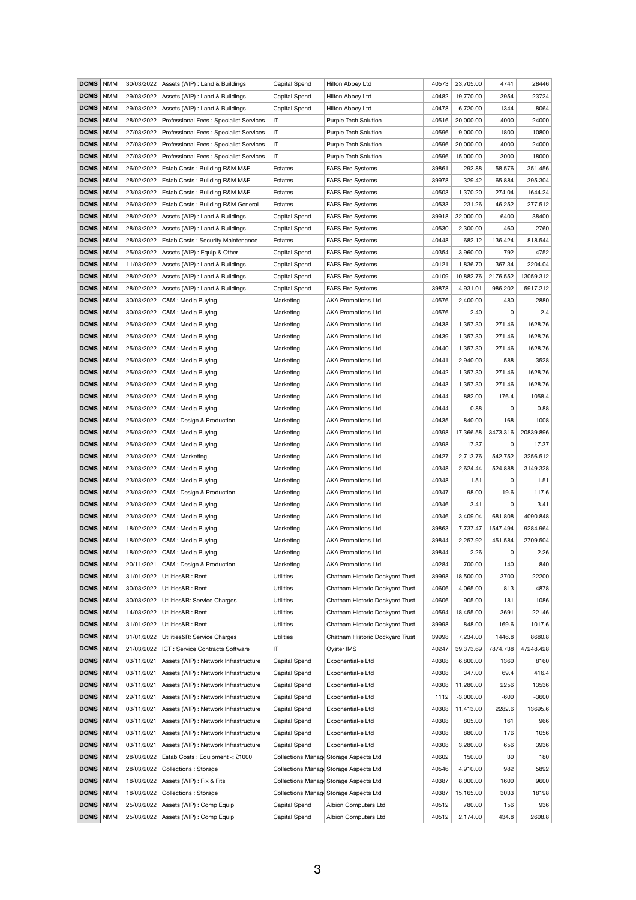| DCMS | NMM | 30/03/2022 | Assets (WIP) : Land & Buildings | Capital Spend | Hilton Abbey Ltd | 40573 | 23,705.00 | 4741 | 28446 |
|---|---|---|---|---|---|---|---|---|---|
| DCMS | NMM | 29/03/2022 | Assets (WIP) : Land & Buildings | Capital Spend | Hilton Abbey Ltd | 40482 | 19,770.00 | 3954 | 23724 |
| DCMS | NMM | 29/03/2022 | Assets (WIP) : Land & Buildings | Capital Spend | Hilton Abbey Ltd | 40478 | 6,720.00 | 1344 | 8064 |
| DCMS | NMM | 28/02/2022 | Professional Fees : Specialist Services | IT | Purple Tech Solution | 40516 | 20,000.00 | 4000 | 24000 |
| DCMS | NMM | 27/03/2022 | Professional Fees : Specialist Services | IT | Purple Tech Solution | 40596 | 9,000.00 | 1800 | 10800 |
| DCMS | NMM | 27/03/2022 | Professional Fees : Specialist Services | IT | Purple Tech Solution | 40596 | 20,000.00 | 4000 | 24000 |
| DCMS | NMM | 27/03/2022 | Professional Fees : Specialist Services | IT | Purple Tech Solution | 40596 | 15,000.00 | 3000 | 18000 |
| DCMS | NMM | 26/02/2022 | Estab Costs : Building R&M M&E | Estates | FAFS Fire Systems | 39861 | 292.88 | 58.576 | 351.456 |
| DCMS | NMM | 28/02/2022 | Estab Costs : Building R&M M&E | Estates | FAFS Fire Systems | 39978 | 329.42 | 65.884 | 395.304 |
| DCMS | NMM | 23/03/2022 | Estab Costs : Building R&M M&E | Estates | FAFS Fire Systems | 40503 | 1,370.20 | 274.04 | 1644.24 |
| DCMS | NMM | 26/03/2022 | Estab Costs : Building R&M General | Estates | FAFS Fire Systems | 40533 | 231.26 | 46.252 | 277.512 |
| DCMS | NMM | 28/02/2022 | Assets (WIP) : Land & Buildings | Capital Spend | FAFS Fire Systems | 39918 | 32,000.00 | 6400 | 38400 |
| DCMS | NMM | 28/03/2022 | Assets (WIP) : Land & Buildings | Capital Spend | FAFS Fire Systems | 40530 | 2,300.00 | 460 | 2760 |
| DCMS | NMM | 28/03/2022 | Estab Costs : Security Maintenance | Estates | FAFS Fire Systems | 40448 | 682.12 | 136.424 | 818.544 |
| DCMS | NMM | 25/03/2022 | Assets (WIP) : Equip & Other | Capital Spend | FAFS Fire Systems | 40354 | 3,960.00 | 792 | 4752 |
| DCMS | NMM | 11/03/2022 | Assets (WIP) : Land & Buildings | Capital Spend | FAFS Fire Systems | 40121 | 1,836.70 | 367.34 | 2204.04 |
| DCMS | NMM | 28/02/2022 | Assets (WIP) : Land & Buildings | Capital Spend | FAFS Fire Systems | 40109 | 10,882.76 | 2176.552 | 13059.312 |
| DCMS | NMM | 28/02/2022 | Assets (WIP) : Land & Buildings | Capital Spend | FAFS Fire Systems | 39878 | 4,931.01 | 986.202 | 5917.212 |
| DCMS | NMM | 30/03/2022 | C&M : Media Buying | Marketing | AKA Promotions Ltd | 40576 | 2,400.00 | 480 | 2880 |
| DCMS | NMM | 30/03/2022 | C&M : Media Buying | Marketing | AKA Promotions Ltd | 40576 | 2.40 | 0 | 2.4 |
| DCMS | NMM | 25/03/2022 | C&M : Media Buying | Marketing | AKA Promotions Ltd | 40438 | 1,357.30 | 271.46 | 1628.76 |
| DCMS | NMM | 25/03/2022 | C&M : Media Buying | Marketing | AKA Promotions Ltd | 40439 | 1,357.30 | 271.46 | 1628.76 |
| DCMS | NMM | 25/03/2022 | C&M : Media Buying | Marketing | AKA Promotions Ltd | 40440 | 1,357.30 | 271.46 | 1628.76 |
| DCMS | NMM | 25/03/2022 | C&M : Media Buying | Marketing | AKA Promotions Ltd | 40441 | 2,940.00 | 588 | 3528 |
| DCMS | NMM | 25/03/2022 | C&M : Media Buying | Marketing | AKA Promotions Ltd | 40442 | 1,357.30 | 271.46 | 1628.76 |
| DCMS | NMM | 25/03/2022 | C&M : Media Buying | Marketing | AKA Promotions Ltd | 40443 | 1,357.30 | 271.46 | 1628.76 |
| DCMS | NMM | 25/03/2022 | C&M : Media Buying | Marketing | AKA Promotions Ltd | 40444 | 882.00 | 176.4 | 1058.4 |
| DCMS | NMM | 25/03/2022 | C&M : Media Buying | Marketing | AKA Promotions Ltd | 40444 | 0.88 | 0 | 0.88 |
| DCMS | NMM | 25/03/2022 | C&M : Design & Production | Marketing | AKA Promotions Ltd | 40435 | 840.00 | 168 | 1008 |
| DCMS | NMM | 25/03/2022 | C&M : Media Buying | Marketing | AKA Promotions Ltd | 40398 | 17,366.58 | 3473.316 | 20839.896 |
| DCMS | NMM | 25/03/2022 | C&M : Media Buying | Marketing | AKA Promotions Ltd | 40398 | 17.37 | 0 | 17.37 |
| DCMS | NMM | 23/03/2022 | C&M : Marketing | Marketing | AKA Promotions Ltd | 40427 | 2,713.76 | 542.752 | 3256.512 |
| DCMS | NMM | 23/03/2022 | C&M : Media Buying | Marketing | AKA Promotions Ltd | 40348 | 2,624.44 | 524.888 | 3149.328 |
| DCMS | NMM | 23/03/2022 | C&M : Media Buying | Marketing | AKA Promotions Ltd | 40348 | 1.51 | 0 | 1.51 |
| DCMS | NMM | 23/03/2022 | C&M : Design & Production | Marketing | AKA Promotions Ltd | 40347 | 98.00 | 19.6 | 117.6 |
| DCMS | NMM | 23/03/2022 | C&M : Media Buying | Marketing | AKA Promotions Ltd | 40346 | 3.41 | 0 | 3.41 |
| DCMS | NMM | 23/03/2022 | C&M : Media Buying | Marketing | AKA Promotions Ltd | 40346 | 3,409.04 | 681.808 | 4090.848 |
| DCMS | NMM | 18/02/2022 | C&M : Media Buying | Marketing | AKA Promotions Ltd | 39863 | 7,737.47 | 1547.494 | 9284.964 |
| DCMS | NMM | 18/02/2022 | C&M : Media Buying | Marketing | AKA Promotions Ltd | 39844 | 2,257.92 | 451.584 | 2709.504 |
| DCMS | NMM | 18/02/2022 | C&M : Media Buying | Marketing | AKA Promotions Ltd | 39844 | 2.26 | 0 | 2.26 |
| DCMS | NMM | 20/11/2021 | C&M : Design & Production | Marketing | AKA Promotions Ltd | 40284 | 700.00 | 140 | 840 |
| DCMS | NMM | 31/01/2022 | Utilities&R : Rent | Utilities | Chatham Historic Dockyard Trust | 39998 | 18,500.00 | 3700 | 22200 |
| DCMS | NMM | 30/03/2022 | Utilities&R : Rent | Utilities | Chatham Historic Dockyard Trust | 40606 | 4,065.00 | 813 | 4878 |
| DCMS | NMM | 30/03/2022 | Utilities&R: Service Charges | Utilities | Chatham Historic Dockyard Trust | 40606 | 905.00 | 181 | 1086 |
| DCMS | NMM | 14/03/2022 | Utilities&R : Rent | Utilities | Chatham Historic Dockyard Trust | 40594 | 18,455.00 | 3691 | 22146 |
| DCMS | NMM | 31/01/2022 | Utilities&R : Rent | Utilities | Chatham Historic Dockyard Trust | 39998 | 848.00 | 169.6 | 1017.6 |
| DCMS | NMM | 31/01/2022 | Utilities&R: Service Charges | Utilities | Chatham Historic Dockyard Trust | 39998 | 7,234.00 | 1446.8 | 8680.8 |
| DCMS | NMM | 21/03/2022 | ICT : Service Contracts Software | IT | Oyster IMS | 40247 | 39,373.69 | 7874.738 | 47248.428 |
| DCMS | NMM | 03/11/2021 | Assets (WIP) : Network Infrastructure | Capital Spend | Exponential-e Ltd | 40308 | 6,800.00 | 1360 | 8160 |
| DCMS | NMM | 03/11/2021 | Assets (WIP) : Network Infrastructure | Capital Spend | Exponential-e Ltd | 40308 | 347.00 | 69.4 | 416.4 |
| DCMS | NMM | 03/11/2021 | Assets (WIP) : Network Infrastructure | Capital Spend | Exponential-e Ltd | 40308 | 11,280.00 | 2256 | 13536 |
| DCMS | NMM | 29/11/2021 | Assets (WIP) : Network Infrastructure | Capital Spend | Exponential-e Ltd | 1112 | -3,000.00 | -600 | -3600 |
| DCMS | NMM | 03/11/2021 | Assets (WIP) : Network Infrastructure | Capital Spend | Exponential-e Ltd | 40308 | 11,413.00 | 2282.6 | 13695.6 |
| DCMS | NMM | 03/11/2021 | Assets (WIP) : Network Infrastructure | Capital Spend | Exponential-e Ltd | 40308 | 805.00 | 161 | 966 |
| DCMS | NMM | 03/11/2021 | Assets (WIP) : Network Infrastructure | Capital Spend | Exponential-e Ltd | 40308 | 880.00 | 176 | 1056 |
| DCMS | NMM | 03/11/2021 | Assets (WIP) : Network Infrastructure | Capital Spend | Exponential-e Ltd | 40308 | 3,280.00 | 656 | 3936 |
| DCMS | NMM | 28/03/2022 | Estab Costs : Equipment < £1000 | Collections Manag | Storage Aspects Ltd | 40602 | 150.00 | 30 | 180 |
| DCMS | NMM | 28/03/2022 | Collections : Storage | Collections Manag | Storage Aspects Ltd | 40546 | 4,910.00 | 982 | 5892 |
| DCMS | NMM | 18/03/2022 | Assets (WIP) : Fix & Fits | Collections Manag | Storage Aspects Ltd | 40387 | 8,000.00 | 1600 | 9600 |
| DCMS | NMM | 18/03/2022 | Collections : Storage | Collections Manag | Storage Aspects Ltd | 40387 | 15,165.00 | 3033 | 18198 |
| DCMS | NMM | 25/03/2022 | Assets (WIP) : Comp Equip | Capital Spend | Albion Computers Ltd | 40512 | 780.00 | 156 | 936 |
| DCMS | NMM | 25/03/2022 | Assets (WIP) : Comp Equip | Capital Spend | Albion Computers Ltd | 40512 | 2,174.00 | 434.8 | 2608.8 |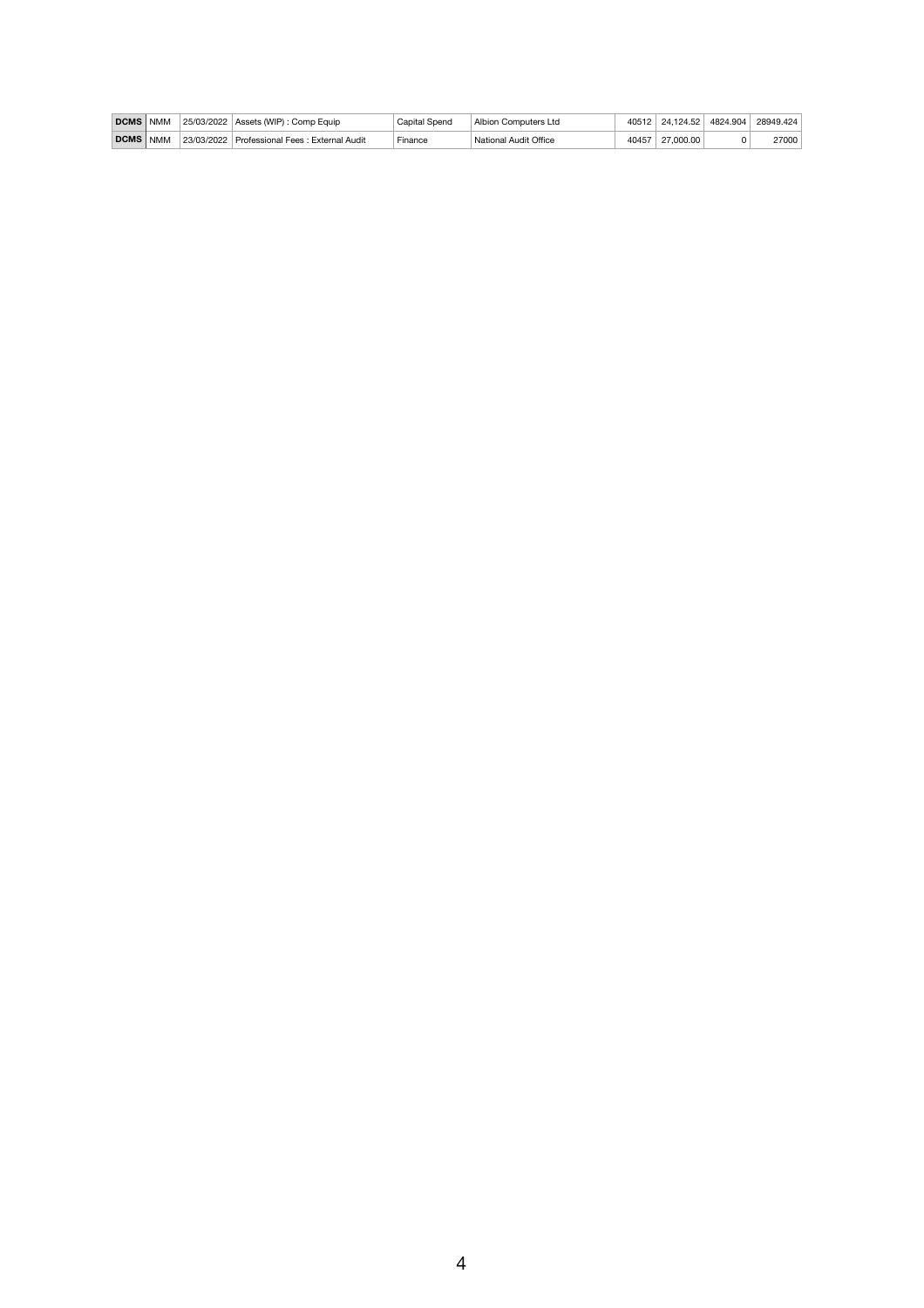| | | | | | | | | | |
|---|---|---|---|---|---|---|---|---|---|
| **DCMS** | NMM | 25/03/2022 | Assets (WIP) : Comp Equip | Capital Spend | Albion Computers Ltd | 40512 | 24,124.52 | 4824.904 | 28949.424 |
| **DCMS** | NMM | 23/03/2022 | Professional Fees : External Audit | Finance | National Audit Office | 40457 | 27,000.00 | 0 | 27000 |